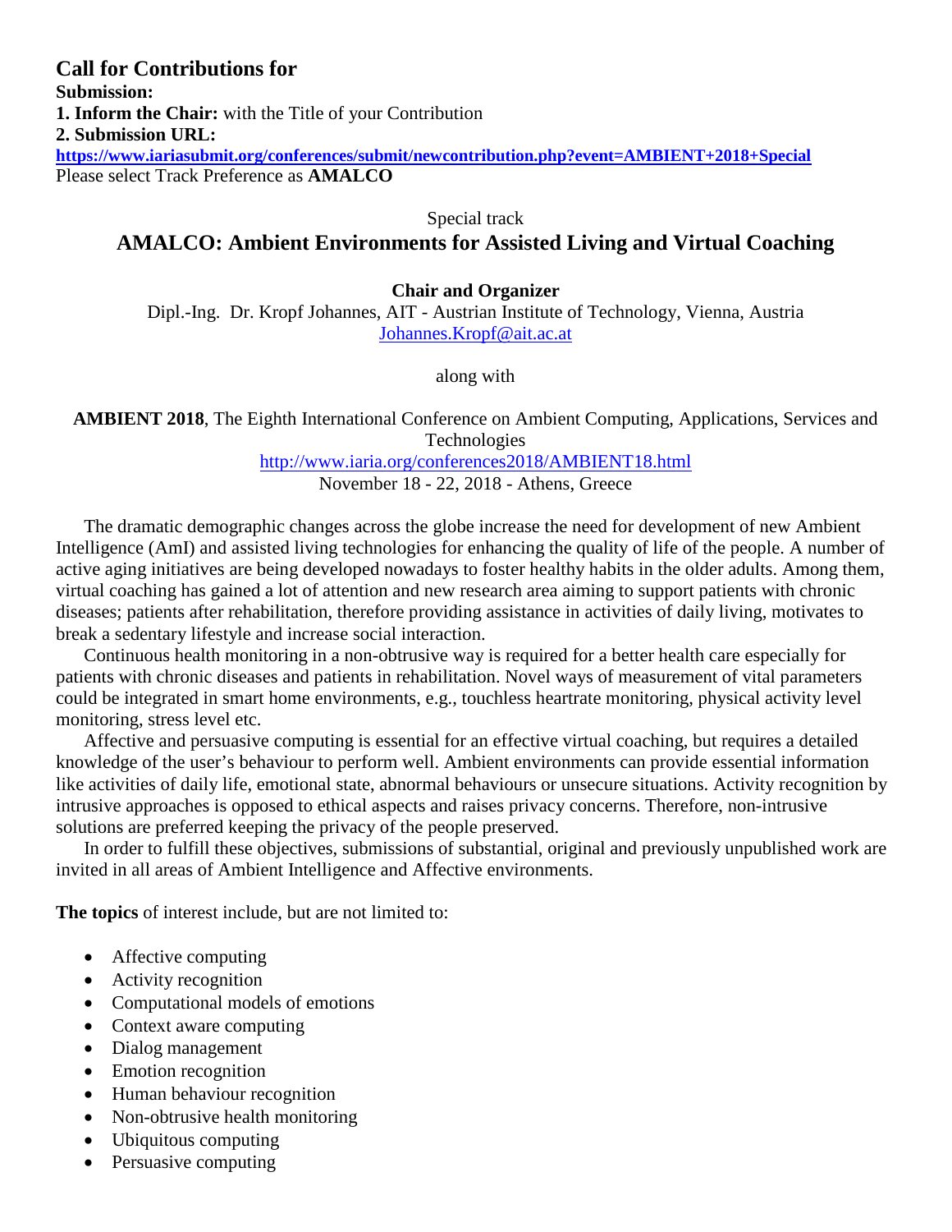## Call for Contributions for

**Submission:**

**1. Inform the Chair:** with the Title of your Contribution

**2. Submission URL:**

**https://www.iariasubmit.org/conferences/submit/newcontribution.php?event=AMBIENT+2018+Special**

Please select Track Preference as **AMALCO**

Special track

# AMALCO: Ambient Environments for Assisted Living and Virtual Coaching

**Chair and Organizer**

Dipl.-Ing. Dr. Kropf Johannes, AIT - Austrian Institute of Technology, Vienna, Austria
Johannes.Kropf@ait.ac.at

along with

**AMBIENT 2018**, The Eighth International Conference on Ambient Computing, Applications, Services and Technologies
http://www.iaria.org/conferences2018/AMBIENT18.html
November 18 - 22, 2018 - Athens, Greece

The dramatic demographic changes across the globe increase the need for development of new Ambient Intelligence (AmI) and assisted living technologies for enhancing the quality of life of the people. A number of active aging initiatives are being developed nowadays to foster healthy habits in the older adults. Among them, virtual coaching has gained a lot of attention and new research area aiming to support patients with chronic diseases; patients after rehabilitation, therefore providing assistance in activities of daily living, motivates to break a sedentary lifestyle and increase social interaction.

Continuous health monitoring in a non-obtrusive way is required for a better health care especially for patients with chronic diseases and patients in rehabilitation. Novel ways of measurement of vital parameters could be integrated in smart home environments, e.g., touchless heartrate monitoring, physical activity level monitoring, stress level etc.

Affective and persuasive computing is essential for an effective virtual coaching, but requires a detailed knowledge of the user's behaviour to perform well. Ambient environments can provide essential information like activities of daily life, emotional state, abnormal behaviours or unsecure situations. Activity recognition by intrusive approaches is opposed to ethical aspects and raises privacy concerns. Therefore, non-intrusive solutions are preferred keeping the privacy of the people preserved.

In order to fulfill these objectives, submissions of substantial, original and previously unpublished work are invited in all areas of Ambient Intelligence and Affective environments.

**The topics** of interest include, but are not limited to:

- Affective computing
- Activity recognition
- Computational models of emotions
- Context aware computing
- Dialog management
- Emotion recognition
- Human behaviour recognition
- Non-obtrusive health monitoring
- Ubiquitous computing
- Persuasive computing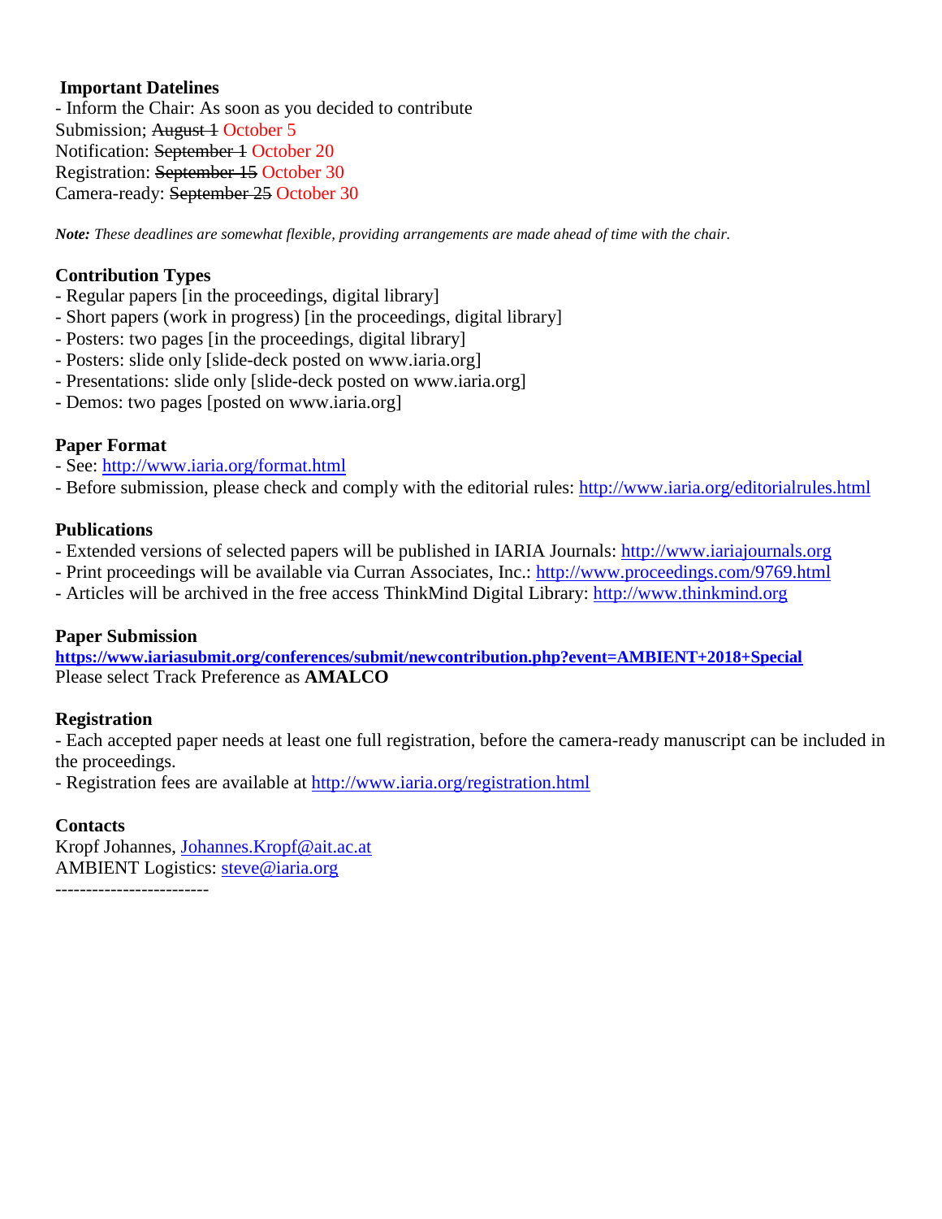**Important Datelines**

- Inform the Chair: As soon as you decided to contribute

Submission; ~~August 1~~ October 5
Notification: ~~September 1~~ October 20
Registration: ~~September 15~~ October 30
Camera-ready: ~~September 25~~ October 30

***Note:*** *These deadlines are somewhat flexible, providing arrangements are made ahead of time with the chair.*

**Contribution Types**

- Regular papers [in the proceedings, digital library]
- Short papers (work in progress) [in the proceedings, digital library]
- Posters: two pages [in the proceedings, digital library]
- Posters: slide only [slide-deck posted on www.iaria.org]
- Presentations: slide only [slide-deck posted on www.iaria.org]
- Demos: two pages [posted on www.iaria.org]

**Paper Format**

- See: http://www.iaria.org/format.html
- Before submission, please check and comply with the editorial rules: http://www.iaria.org/editorialrules.html

**Publications**

- Extended versions of selected papers will be published in IARIA Journals: http://www.iariajournals.org
- Print proceedings will be available via Curran Associates, Inc.: http://www.proceedings.com/9769.html
- Articles will be archived in the free access ThinkMind Digital Library: http://www.thinkmind.org

**Paper Submission**

**https://www.iariasubmit.org/conferences/submit/newcontribution.php?event=AMBIENT+2018+Special**
Please select Track Preference as **AMALCO**

**Registration**

- Each accepted paper needs at least one full registration, before the camera-ready manuscript can be included in the proceedings.
- Registration fees are available at http://www.iaria.org/registration.html

**Contacts**

Kropf Johannes, Johannes.Kropf@ait.ac.at
AMBIENT Logistics: steve@iaria.org

-------------------------